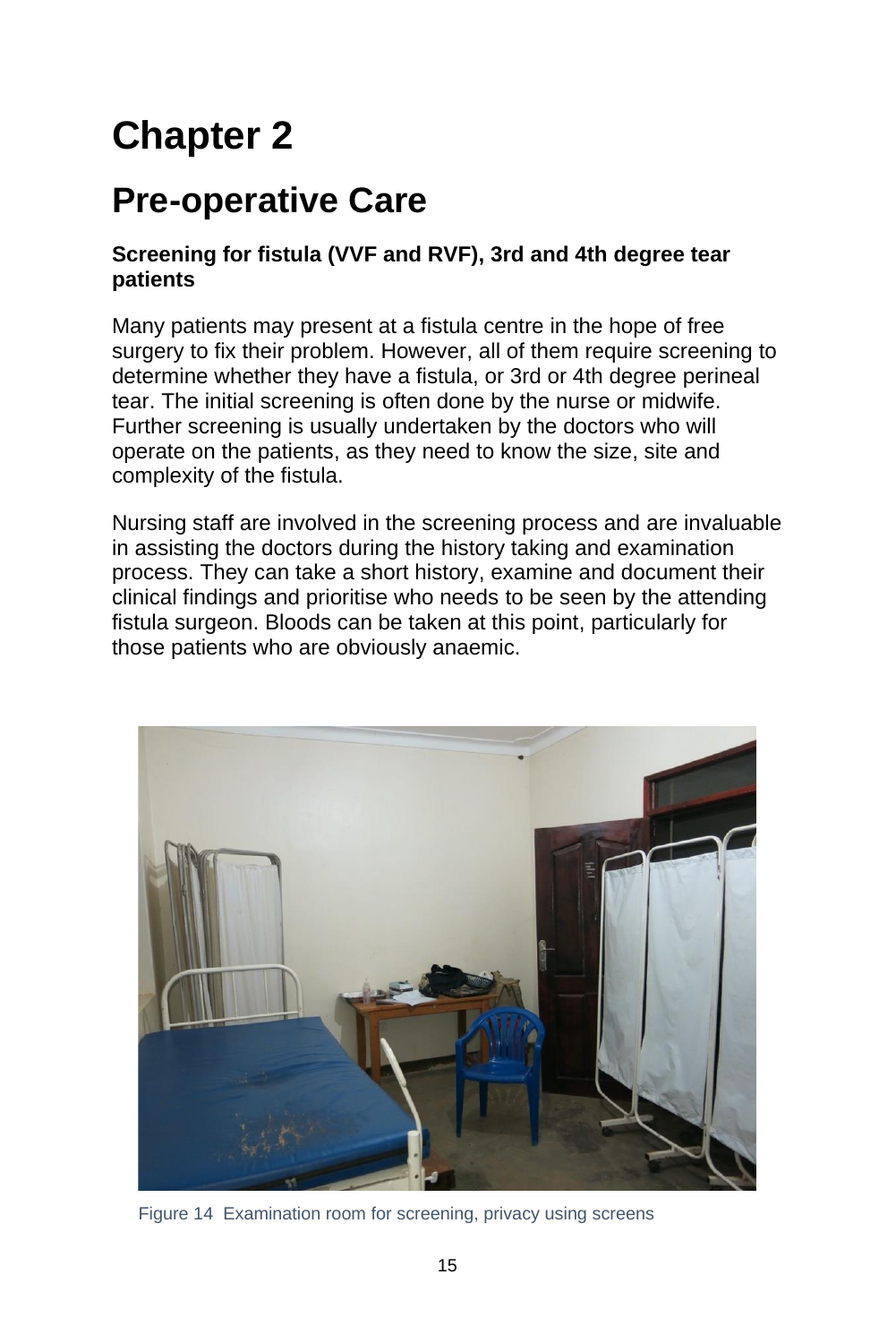# Chapter 2

## Pre-operative Care

**Screening for fistula (VVF and RVF), 3rd and 4th degree tear patients**

Many patients may present at a fistula centre in the hope of free surgery to fix their problem. However, all of them require screening to determine whether they have a fistula, or 3rd or 4th degree perineal tear. The initial screening is often done by the nurse or midwife. Further screening is usually undertaken by the doctors who will operate on the patients, as they need to know the size, site and complexity of the fistula.

Nursing staff are involved in the screening process and are invaluable in assisting the doctors during the history taking and examination process. They can take a short history, examine and document their clinical findings and prioritise who needs to be seen by the attending fistula surgeon. Bloods can be taken at this point, particularly for those patients who are obviously anaemic.

Figure 14 Examination room for screening, privacy using screens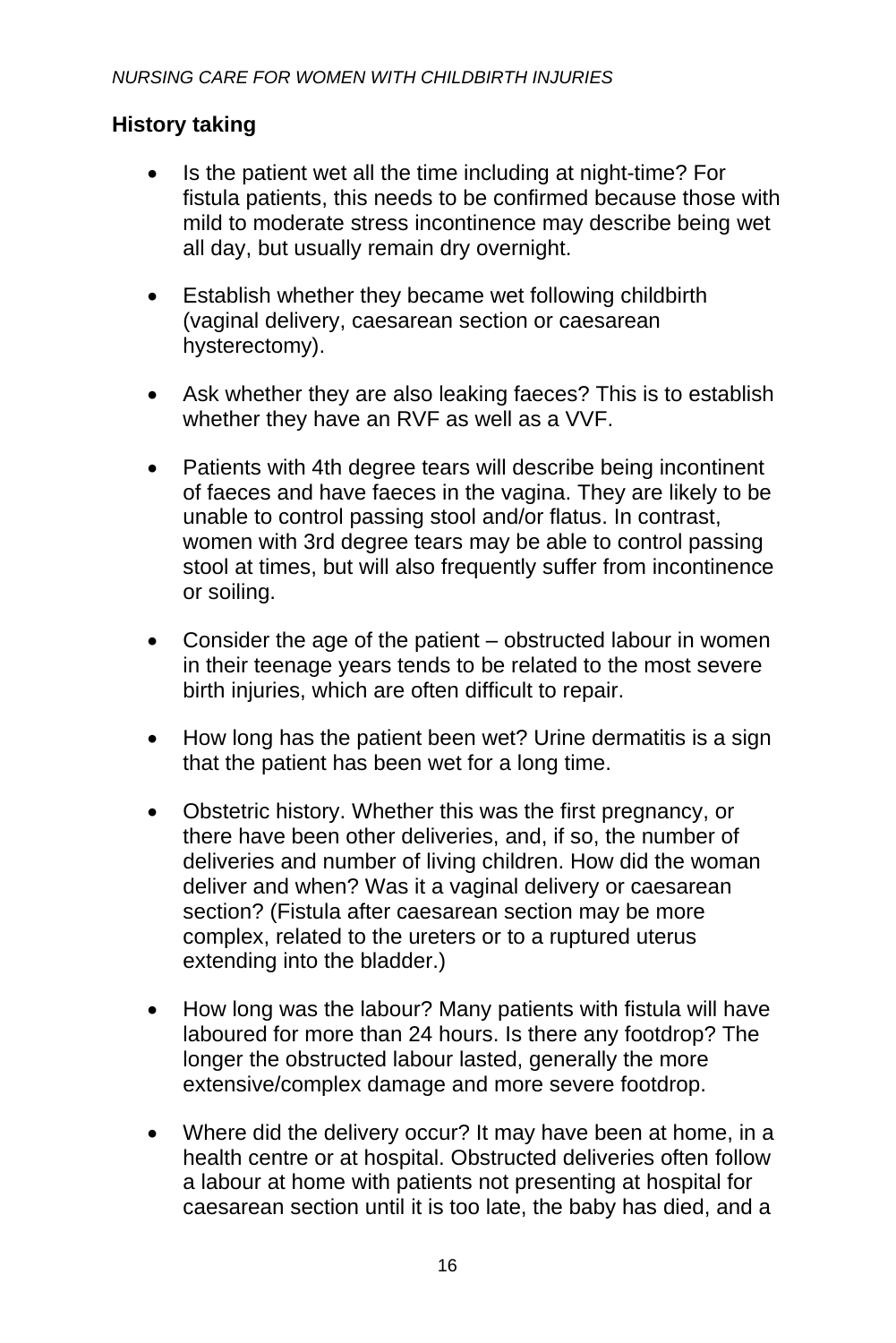## History taking

- Is the patient wet all the time including at night-time? For fistula patients, this needs to be confirmed because those with mild to moderate stress incontinence may describe being wet all day, but usually remain dry overnight.

- Establish whether they became wet following childbirth (vaginal delivery, caesarean section or caesarean hysterectomy).

- Ask whether they are also leaking faeces? This is to establish whether they have an RVF as well as a VVF.

- Patients with 4th degree tears will describe being incontinent of faeces and have faeces in the vagina. They are likely to be unable to control passing stool and/or flatus. In contrast, women with 3rd degree tears may be able to control passing stool at times, but will also frequently suffer from incontinence or soiling.

- Consider the age of the patient – obstructed labour in women in their teenage years tends to be related to the most severe birth injuries, which are often difficult to repair.

- How long has the patient been wet? Urine dermatitis is a sign that the patient has been wet for a long time.

- Obstetric history. Whether this was the first pregnancy, or there have been other deliveries, and, if so, the number of deliveries and number of living children. How did the woman deliver and when? Was it a vaginal delivery or caesarean section? (Fistula after caesarean section may be more complex, related to the ureters or to a ruptured uterus extending into the bladder.)

- How long was the labour? Many patients with fistula will have laboured for more than 24 hours. Is there any footdrop? The longer the obstructed labour lasted, generally the more extensive/complex damage and more severe footdrop.

- Where did the delivery occur? It may have been at home, in a health centre or at hospital. Obstructed deliveries often follow a labour at home with patients not presenting at hospital for caesarean section until it is too late, the baby has died, and a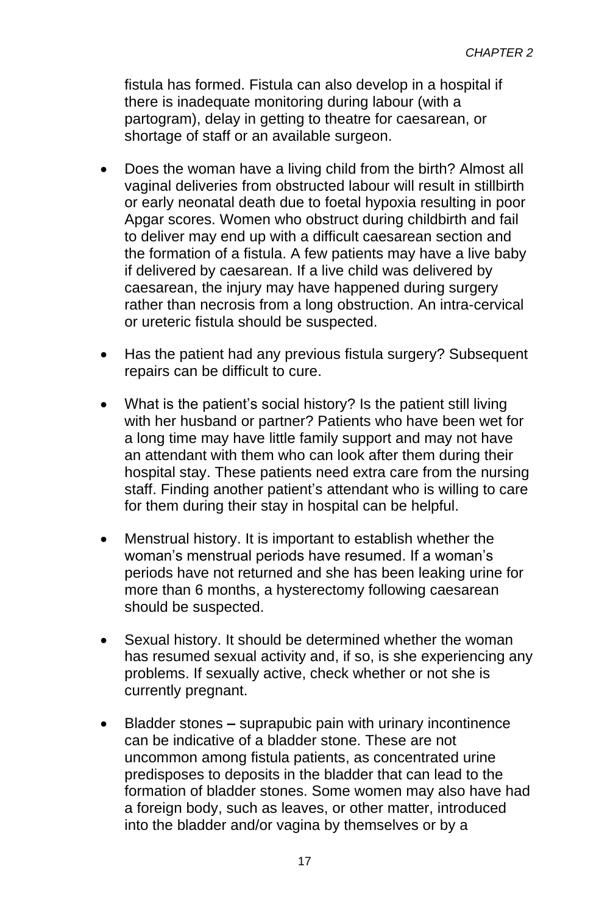fistula has formed. Fistula can also develop in a hospital if there is inadequate monitoring during labour (with a partogram), delay in getting to theatre for caesarean, or shortage of staff or an available surgeon.

- Does the woman have a living child from the birth? Almost all vaginal deliveries from obstructed labour will result in stillbirth or early neonatal death due to foetal hypoxia resulting in poor Apgar scores. Women who obstruct during childbirth and fail to deliver may end up with a difficult caesarean section and the formation of a fistula. A few patients may have a live baby if delivered by caesarean. If a live child was delivered by caesarean, the injury may have happened during surgery rather than necrosis from a long obstruction. An intra-cervical or ureteric fistula should be suspected.

- Has the patient had any previous fistula surgery? Subsequent repairs can be difficult to cure.

- What is the patient's social history? Is the patient still living with her husband or partner? Patients who have been wet for a long time may have little family support and may not have an attendant with them who can look after them during their hospital stay. These patients need extra care from the nursing staff. Finding another patient's attendant who is willing to care for them during their stay in hospital can be helpful.

- Menstrual history. It is important to establish whether the woman's menstrual periods have resumed. If a woman's periods have not returned and she has been leaking urine for more than 6 months, a hysterectomy following caesarean should be suspected.

- Sexual history. It should be determined whether the woman has resumed sexual activity and, if so, is she experiencing any problems. If sexually active, check whether or not she is currently pregnant.

- Bladder stones **–** suprapubic pain with urinary incontinence can be indicative of a bladder stone. These are not uncommon among fistula patients, as concentrated urine predisposes to deposits in the bladder that can lead to the formation of bladder stones. Some women may also have had a foreign body, such as leaves, or other matter, introduced into the bladder and/or vagina by themselves or by a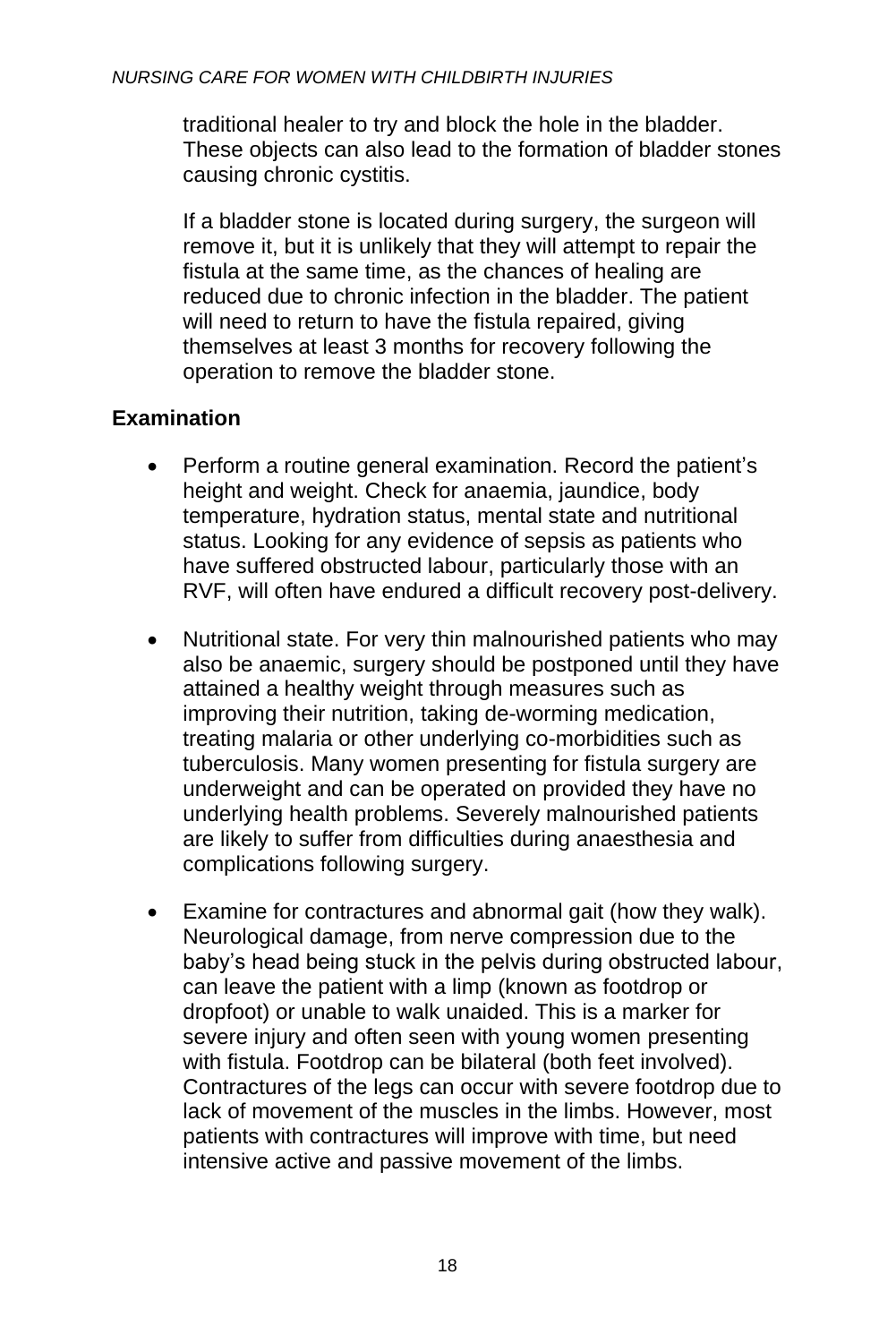traditional healer to try and block the hole in the bladder. These objects can also lead to the formation of bladder stones causing chronic cystitis.

If a bladder stone is located during surgery, the surgeon will remove it, but it is unlikely that they will attempt to repair the fistula at the same time, as the chances of healing are reduced due to chronic infection in the bladder. The patient will need to return to have the fistula repaired, giving themselves at least 3 months for recovery following the operation to remove the bladder stone.

**Examination**

- Perform a routine general examination. Record the patient's height and weight. Check for anaemia, jaundice, body temperature, hydration status, mental state and nutritional status. Looking for any evidence of sepsis as patients who have suffered obstructed labour, particularly those with an RVF, will often have endured a difficult recovery post-delivery.

- Nutritional state. For very thin malnourished patients who may also be anaemic, surgery should be postponed until they have attained a healthy weight through measures such as improving their nutrition, taking de-worming medication, treating malaria or other underlying co-morbidities such as tuberculosis. Many women presenting for fistula surgery are underweight and can be operated on provided they have no underlying health problems. Severely malnourished patients are likely to suffer from difficulties during anaesthesia and complications following surgery.

- Examine for contractures and abnormal gait (how they walk). Neurological damage, from nerve compression due to the baby's head being stuck in the pelvis during obstructed labour, can leave the patient with a limp (known as footdrop or dropfoot) or unable to walk unaided. This is a marker for severe injury and often seen with young women presenting with fistula. Footdrop can be bilateral (both feet involved). Contractures of the legs can occur with severe footdrop due to lack of movement of the muscles in the limbs. However, most patients with contractures will improve with time, but need intensive active and passive movement of the limbs.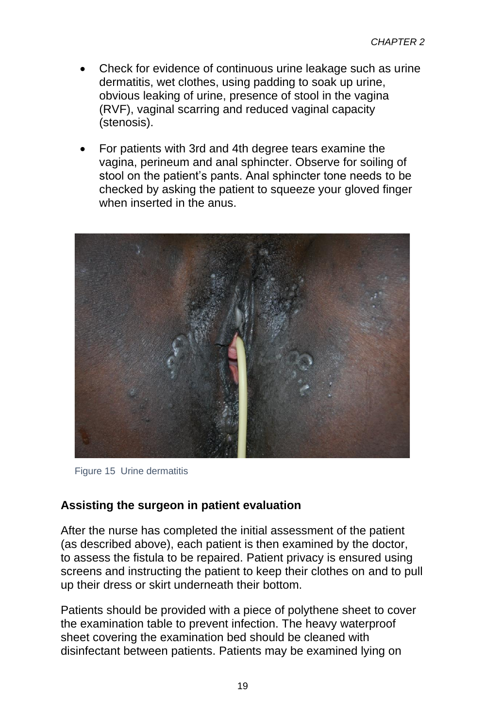- Check for evidence of continuous urine leakage such as urine dermatitis, wet clothes, using padding to soak up urine, obvious leaking of urine, presence of stool in the vagina (RVF), vaginal scarring and reduced vaginal capacity (stenosis).
- For patients with 3rd and 4th degree tears examine the vagina, perineum and anal sphincter. Observe for soiling of stool on the patient's pants. Anal sphincter tone needs to be checked by asking the patient to squeeze your gloved finger when inserted in the anus.

Figure 15 Urine dermatitis

**Assisting the surgeon in patient evaluation**

After the nurse has completed the initial assessment of the patient (as described above), each patient is then examined by the doctor, to assess the fistula to be repaired. Patient privacy is ensured using screens and instructing the patient to keep their clothes on and to pull up their dress or skirt underneath their bottom.

Patients should be provided with a piece of polythene sheet to cover the examination table to prevent infection. The heavy waterproof sheet covering the examination bed should be cleaned with disinfectant between patients. Patients may be examined lying on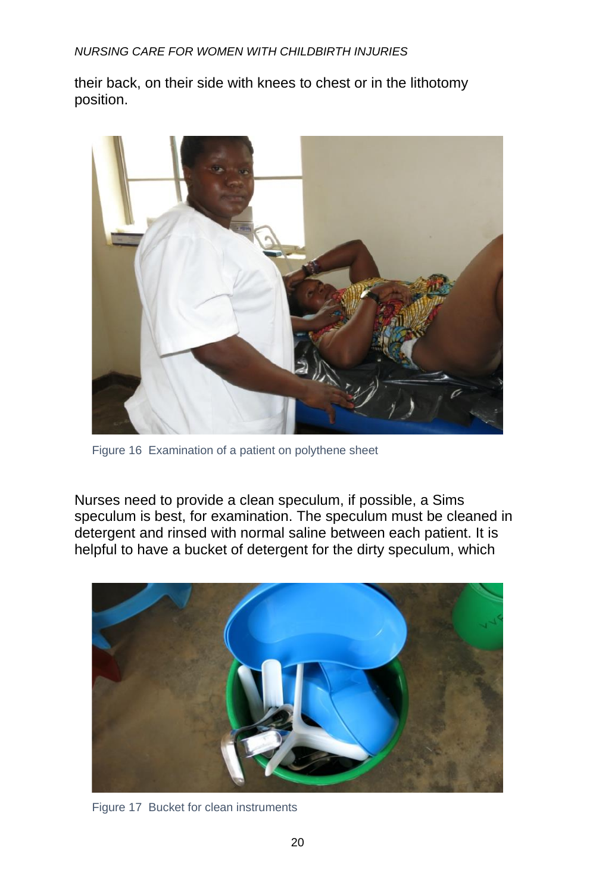their back, on their side with knees to chest or in the lithotomy position.

Figure 16 Examination of a patient on polythene sheet

Nurses need to provide a clean speculum, if possible, a Sims speculum is best, for examination. The speculum must be cleaned in detergent and rinsed with normal saline between each patient. It is helpful to have a bucket of detergent for the dirty speculum, which

Figure 17 Bucket for clean instruments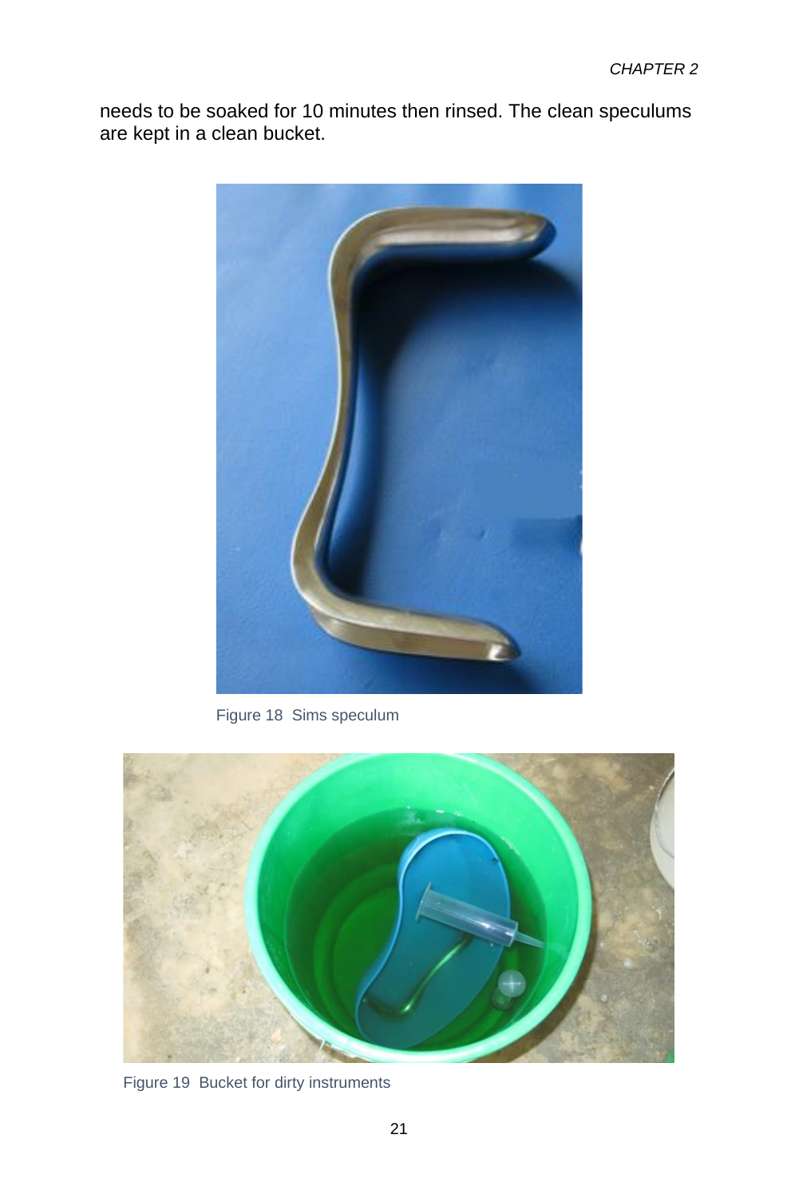needs to be soaked for 10 minutes then rinsed. The clean speculums are kept in a clean bucket.

Figure 18 Sims speculum

Figure 19 Bucket for dirty instruments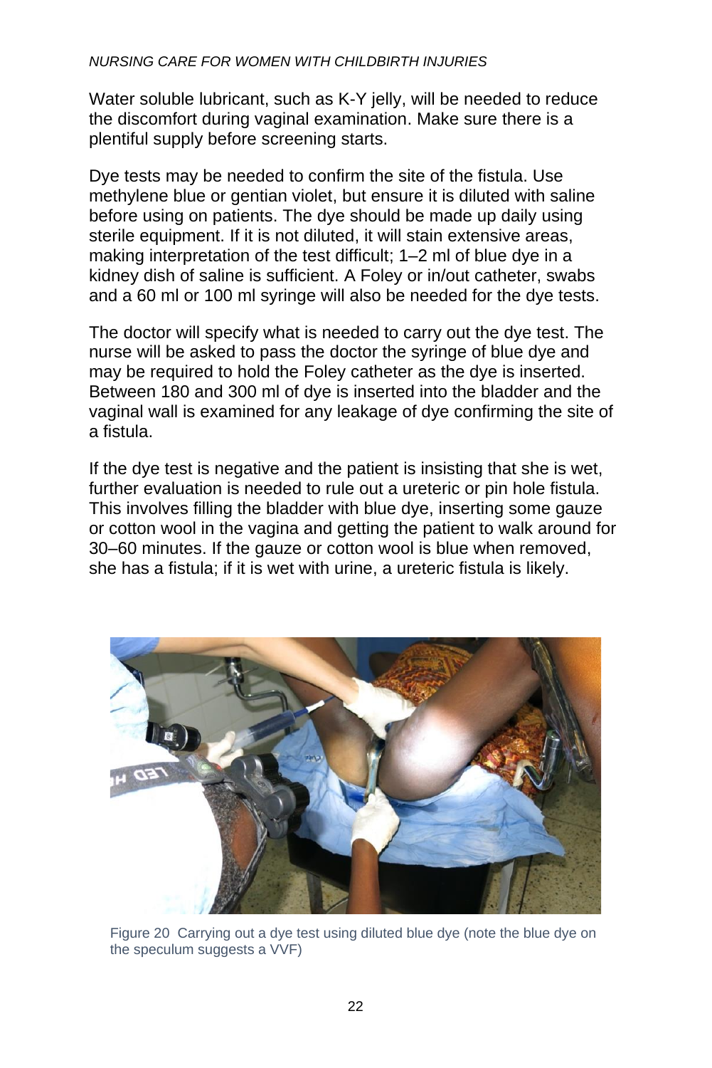Water soluble lubricant, such as K-Y jelly, will be needed to reduce the discomfort during vaginal examination. Make sure there is a plentiful supply before screening starts.

Dye tests may be needed to confirm the site of the fistula. Use methylene blue or gentian violet, but ensure it is diluted with saline before using on patients. The dye should be made up daily using sterile equipment. If it is not diluted, it will stain extensive areas, making interpretation of the test difficult; 1–2 ml of blue dye in a kidney dish of saline is sufficient. A Foley or in/out catheter, swabs and a 60 ml or 100 ml syringe will also be needed for the dye tests.

The doctor will specify what is needed to carry out the dye test. The nurse will be asked to pass the doctor the syringe of blue dye and may be required to hold the Foley catheter as the dye is inserted. Between 180 and 300 ml of dye is inserted into the bladder and the vaginal wall is examined for any leakage of dye confirming the site of a fistula.

If the dye test is negative and the patient is insisting that she is wet, further evaluation is needed to rule out a ureteric or pin hole fistula. This involves filling the bladder with blue dye, inserting some gauze or cotton wool in the vagina and getting the patient to walk around for 30–60 minutes. If the gauze or cotton wool is blue when removed, she has a fistula; if it is wet with urine, a ureteric fistula is likely.

Figure 20 Carrying out a dye test using diluted blue dye (note the blue dye on the speculum suggests a VVF)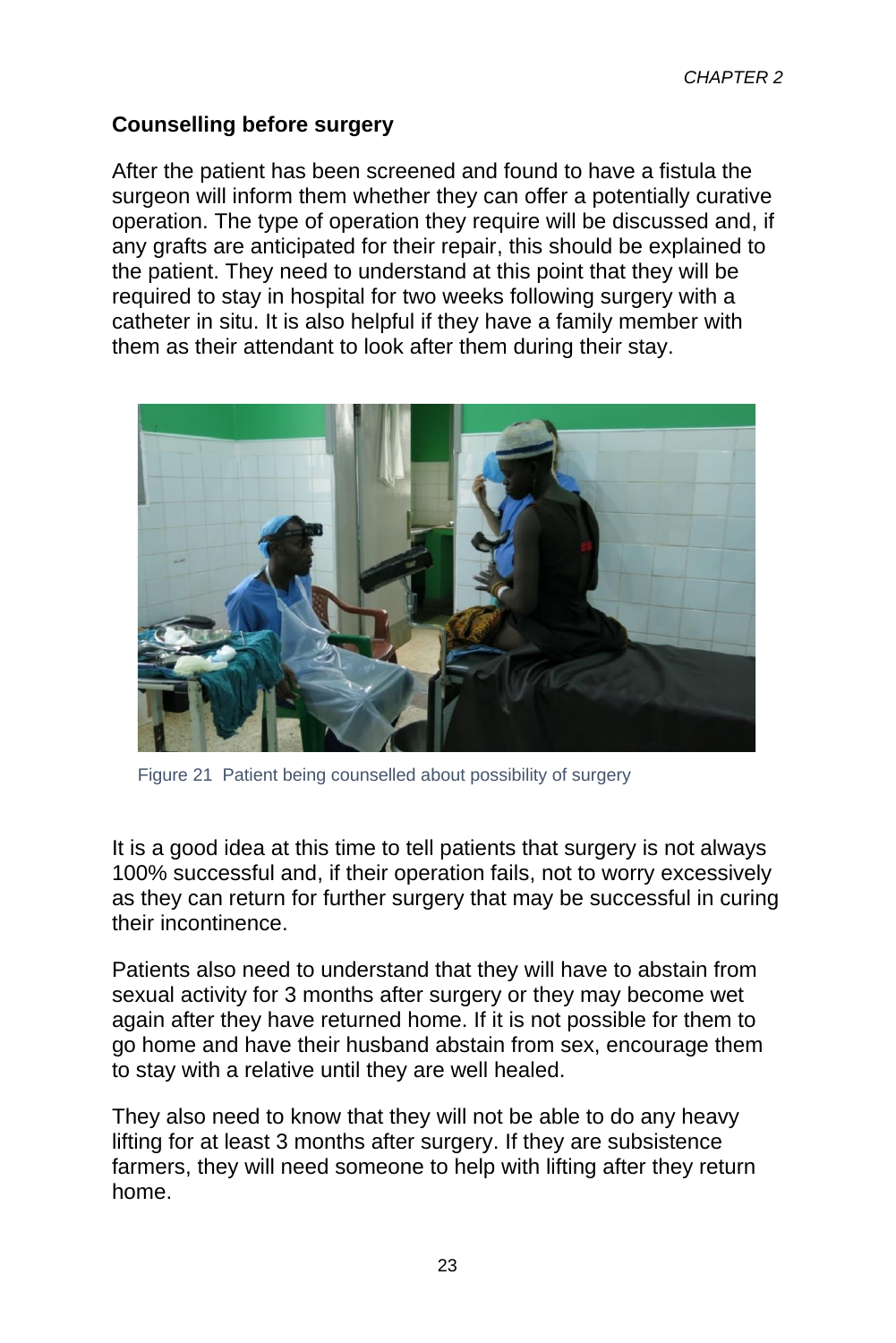## Counselling before surgery

After the patient has been screened and found to have a fistula the surgeon will inform them whether they can offer a potentially curative operation. The type of operation they require will be discussed and, if any grafts are anticipated for their repair, this should be explained to the patient. They need to understand at this point that they will be required to stay in hospital for two weeks following surgery with a catheter in situ. It is also helpful if they have a family member with them as their attendant to look after them during their stay.

Figure 21 Patient being counselled about possibility of surgery

It is a good idea at this time to tell patients that surgery is not always 100% successful and, if their operation fails, not to worry excessively as they can return for further surgery that may be successful in curing their incontinence.

Patients also need to understand that they will have to abstain from sexual activity for 3 months after surgery or they may become wet again after they have returned home. If it is not possible for them to go home and have their husband abstain from sex, encourage them to stay with a relative until they are well healed.

They also need to know that they will not be able to do any heavy lifting for at least 3 months after surgery. If they are subsistence farmers, they will need someone to help with lifting after they return home.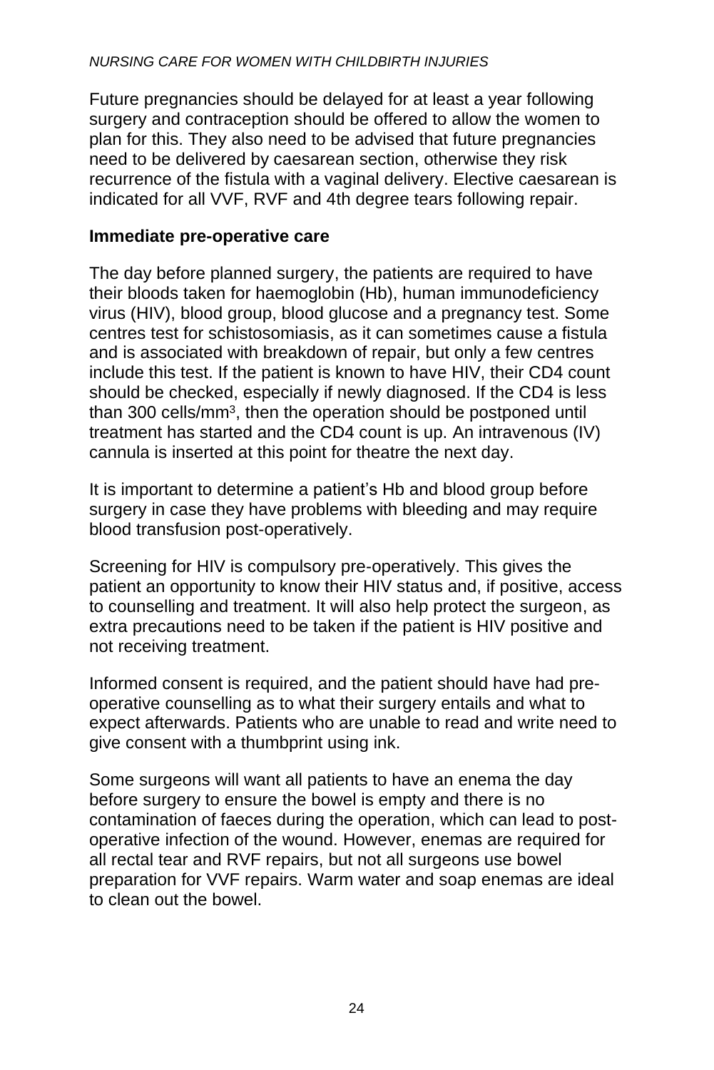Future pregnancies should be delayed for at least a year following surgery and contraception should be offered to allow the women to plan for this. They also need to be advised that future pregnancies need to be delivered by caesarean section, otherwise they risk recurrence of the fistula with a vaginal delivery. Elective caesarean is indicated for all VVF, RVF and 4th degree tears following repair.

**Immediate pre-operative care**

The day before planned surgery, the patients are required to have their bloods taken for haemoglobin (Hb), human immunodeficiency virus (HIV), blood group, blood glucose and a pregnancy test. Some centres test for schistosomiasis, as it can sometimes cause a fistula and is associated with breakdown of repair, but only a few centres include this test. If the patient is known to have HIV, their CD4 count should be checked, especially if newly diagnosed. If the CD4 is less than 300 cells/$mm^3$, then the operation should be postponed until treatment has started and the CD4 count is up. An intravenous (IV) cannula is inserted at this point for theatre the next day.

It is important to determine a patient's Hb and blood group before surgery in case they have problems with bleeding and may require blood transfusion post-operatively.

Screening for HIV is compulsory pre-operatively. This gives the patient an opportunity to know their HIV status and, if positive, access to counselling and treatment. It will also help protect the surgeon, as extra precautions need to be taken if the patient is HIV positive and not receiving treatment.

Informed consent is required, and the patient should have had pre-operative counselling as to what their surgery entails and what to expect afterwards. Patients who are unable to read and write need to give consent with a thumbprint using ink.

Some surgeons will want all patients to have an enema the day before surgery to ensure the bowel is empty and there is no contamination of faeces during the operation, which can lead to post-operative infection of the wound. However, enemas are required for all rectal tear and RVF repairs, but not all surgeons use bowel preparation for VVF repairs. Warm water and soap enemas are ideal to clean out the bowel.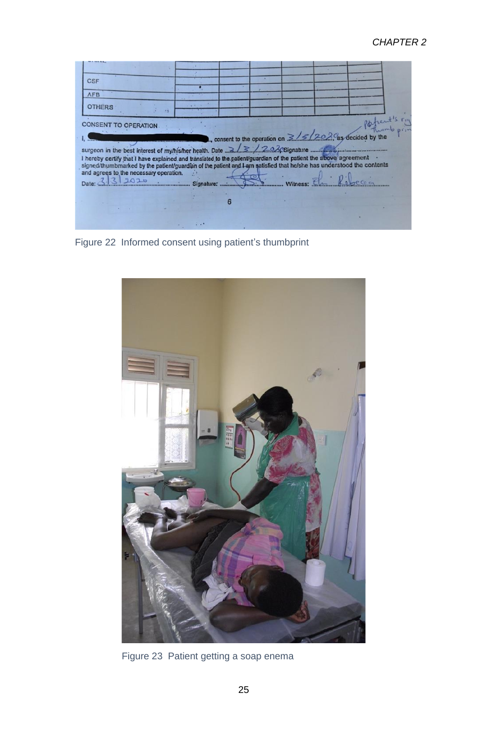Figure 22  Informed consent using patient's thumbprint

Figure 23  Patient getting a soap enema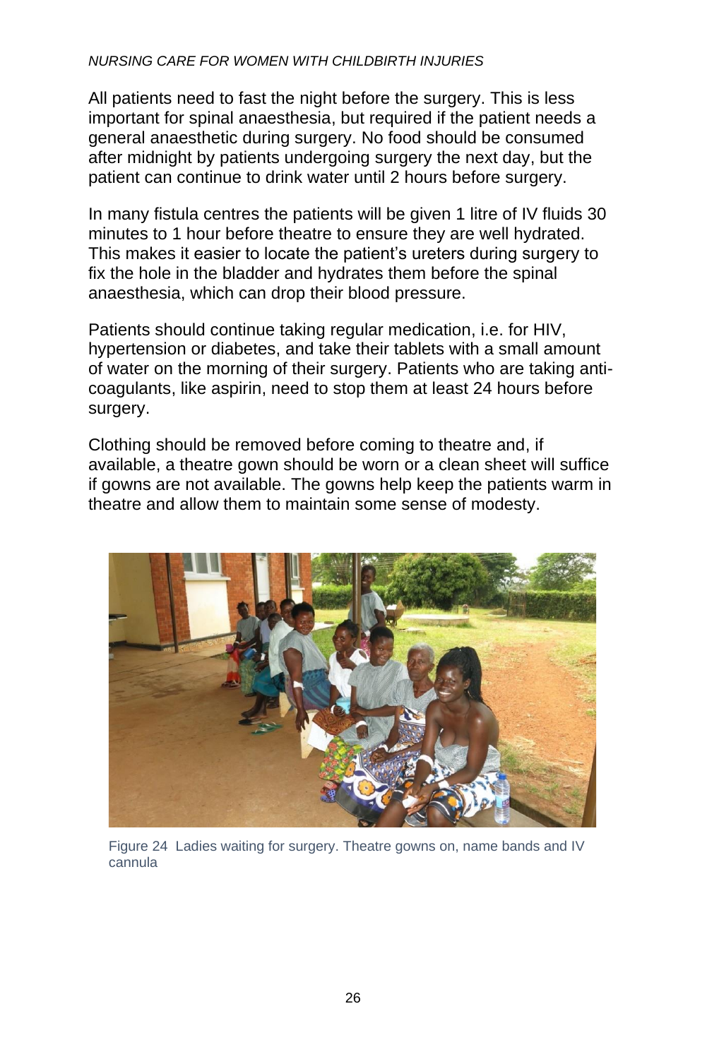All patients need to fast the night before the surgery. This is less important for spinal anaesthesia, but required if the patient needs a general anaesthetic during surgery. No food should be consumed after midnight by patients undergoing surgery the next day, but the patient can continue to drink water until 2 hours before surgery.

In many fistula centres the patients will be given 1 litre of IV fluids 30 minutes to 1 hour before theatre to ensure they are well hydrated. This makes it easier to locate the patient's ureters during surgery to fix the hole in the bladder and hydrates them before the spinal anaesthesia, which can drop their blood pressure.

Patients should continue taking regular medication, i.e. for HIV, hypertension or diabetes, and take their tablets with a small amount of water on the morning of their surgery. Patients who are taking anti-coagulants, like aspirin, need to stop them at least 24 hours before surgery.

Clothing should be removed before coming to theatre and, if available, a theatre gown should be worn or a clean sheet will suffice if gowns are not available. The gowns help keep the patients warm in theatre and allow them to maintain some sense of modesty.

Figure 24 Ladies waiting for surgery. Theatre gowns on, name bands and IV cannula